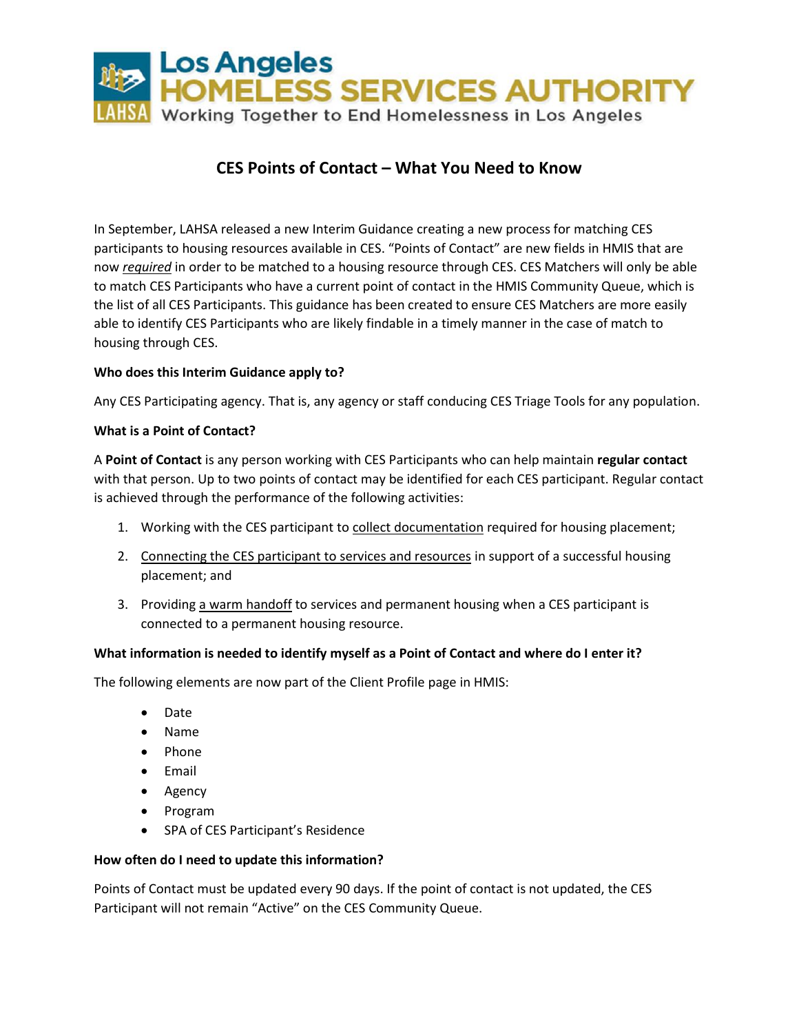Los Angeles
HOMELESS SERVICES AUTHORITY
Working Together to End Homelessness in Los Angeles

# CES Points of Contact – What You Need to Know

In September, LAHSA released a new Interim Guidance creating a new process for matching CES participants to housing resources available in CES. "Points of Contact" are new fields in HMIS that are now ***required*** in order to be matched to a housing resource through CES. CES Matchers will only be able to match CES Participants who have a current point of contact in the HMIS Community Queue, which is the list of all CES Participants. This guidance has been created to ensure CES Matchers are more easily able to identify CES Participants who are likely findable in a timely manner in the case of match to housing through CES.

**Who does this Interim Guidance apply to?**

Any CES Participating agency. That is, any agency or staff conducing CES Triage Tools for any population.

**What is a Point of Contact?**

A **Point of Contact** is any person working with CES Participants who can help maintain **regular contact** with that person. Up to two points of contact may be identified for each CES participant. Regular contact is achieved through the performance of the following activities:

1. Working with the CES participant to collect documentation required for housing placement;
2. Connecting the CES participant to services and resources in support of a successful housing placement; and
3. Providing a warm handoff to services and permanent housing when a CES participant is connected to a permanent housing resource.

**What information is needed to identify myself as a Point of Contact and where do I enter it?**

The following elements are now part of the Client Profile page in HMIS:

- Date
- Name
- Phone
- Email
- Agency
- Program
- SPA of CES Participant's Residence

**How often do I need to update this information?**

Points of Contact must be updated every 90 days. If the point of contact is not updated, the CES Participant will not remain "Active" on the CES Community Queue.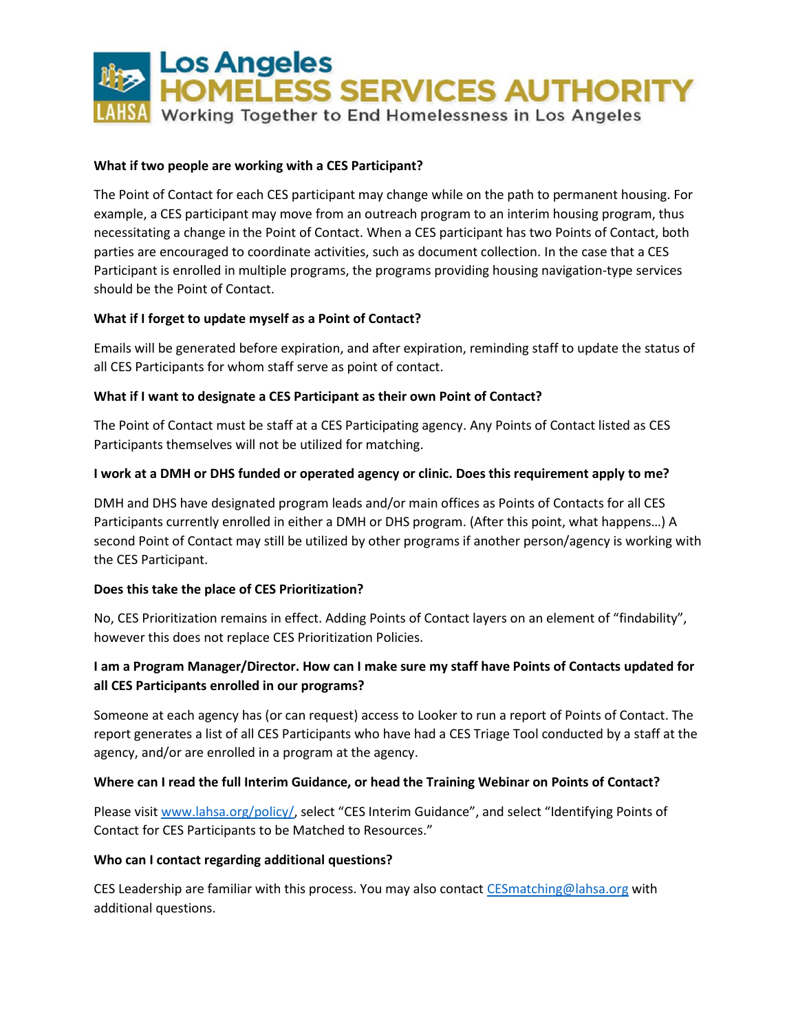**What if two people are working with a CES Participant?**

The Point of Contact for each CES participant may change while on the path to permanent housing. For example, a CES participant may move from an outreach program to an interim housing program, thus necessitating a change in the Point of Contact. When a CES participant has two Points of Contact, both parties are encouraged to coordinate activities, such as document collection. In the case that a CES Participant is enrolled in multiple programs, the programs providing housing navigation-type services should be the Point of Contact.

**What if I forget to update myself as a Point of Contact?**

Emails will be generated before expiration, and after expiration, reminding staff to update the status of all CES Participants for whom staff serve as point of contact.

**What if I want to designate a CES Participant as their own Point of Contact?**

The Point of Contact must be staff at a CES Participating agency. Any Points of Contact listed as CES Participants themselves will not be utilized for matching.

**I work at a DMH or DHS funded or operated agency or clinic. Does this requirement apply to me?**

DMH and DHS have designated program leads and/or main offices as Points of Contacts for all CES Participants currently enrolled in either a DMH or DHS program. (After this point, what happens…) A second Point of Contact may still be utilized by other programs if another person/agency is working with the CES Participant.

**Does this take the place of CES Prioritization?**

No, CES Prioritization remains in effect. Adding Points of Contact layers on an element of "findability", however this does not replace CES Prioritization Policies.

**I am a Program Manager/Director. How can I make sure my staff have Points of Contacts updated for all CES Participants enrolled in our programs?**

Someone at each agency has (or can request) access to Looker to run a report of Points of Contact. The report generates a list of all CES Participants who have had a CES Triage Tool conducted by a staff at the agency, and/or are enrolled in a program at the agency.

**Where can I read the full Interim Guidance, or head the Training Webinar on Points of Contact?**

Please visit [www.lahsa.org/policy/](www.lahsa.org/policy/), select "CES Interim Guidance", and select "Identifying Points of Contact for CES Participants to be Matched to Resources."

**Who can I contact regarding additional questions?**

CES Leadership are familiar with this process. You may also contact [CESmatching@lahsa.org](mailto:CESmatching@lahsa.org) with additional questions.